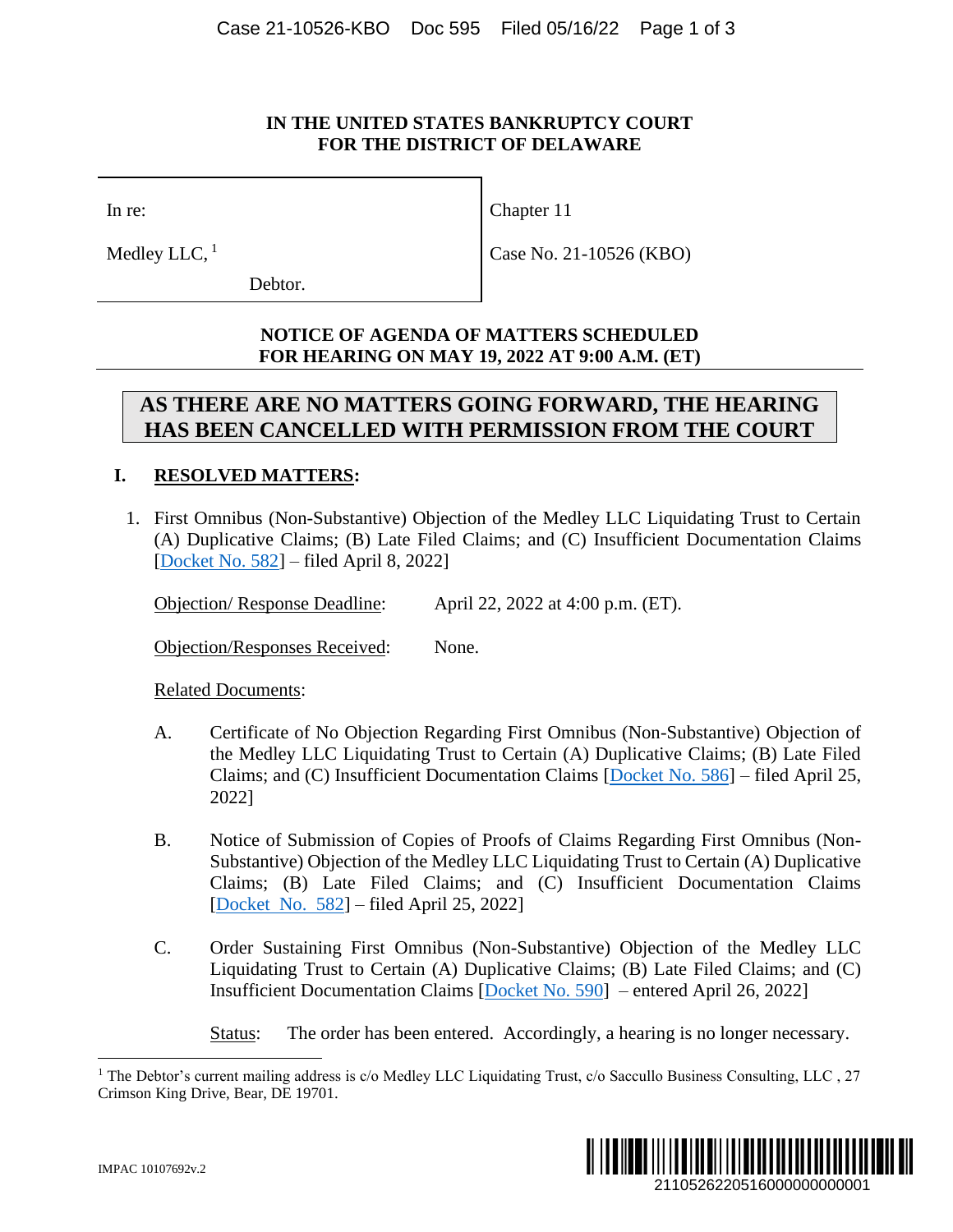**IN THE UNITED STATES BANKRUPTCY COURT
FOR THE DISTRICT OF DELAWARE**

| | |
|---|---|
| In re: | Chapter 11 |
| Medley LLC,[1] | Case No. 21-10526 (KBO) |
| Debtor. | |

**NOTICE OF AGENDA OF MATTERS SCHEDULED
FOR HEARING ON MAY 19, 2022 AT 9:00 A.M. (ET)**

**AS THERE ARE NO MATTERS GOING FORWARD, THE HEARING HAS BEEN CANCELLED WITH PERMISSION FROM THE COURT**

## I. RESOLVED MATTERS:

1. First Omnibus (Non-Substantive) Objection of the Medley LLC Liquidating Trust to Certain (A) Duplicative Claims; (B) Late Filed Claims; and (C) Insufficient Documentation Claims [Docket No. 582] – filed April 8, 2022]

   Objection/ Response Deadline: April 22, 2022 at 4:00 p.m. (ET).

   Objection/Responses Received: None.

   Related Documents:

   A. Certificate of No Objection Regarding First Omnibus (Non-Substantive) Objection of the Medley LLC Liquidating Trust to Certain (A) Duplicative Claims; (B) Late Filed Claims; and (C) Insufficient Documentation Claims [Docket No. 586] – filed April 25, 2022]

   B. Notice of Submission of Copies of Proofs of Claims Regarding First Omnibus (Non-Substantive) Objection of the Medley LLC Liquidating Trust to Certain (A) Duplicative Claims; (B) Late Filed Claims; and (C) Insufficient Documentation Claims [Docket No. 582] – filed April 25, 2022]

   C. Order Sustaining First Omnibus (Non-Substantive) Objection of the Medley LLC Liquidating Trust to Certain (A) Duplicative Claims; (B) Late Filed Claims; and (C) Insufficient Documentation Claims [Docket No. 590] – entered April 26, 2022]

   Status: The order has been entered. Accordingly, a hearing is no longer necessary.

[1] The Debtor's current mailing address is c/o Medley LLC Liquidating Trust, c/o Saccullo Business Consulting, LLC , 27 Crimson King Drive, Bear, DE 19701.

IMPAC 10107692v.2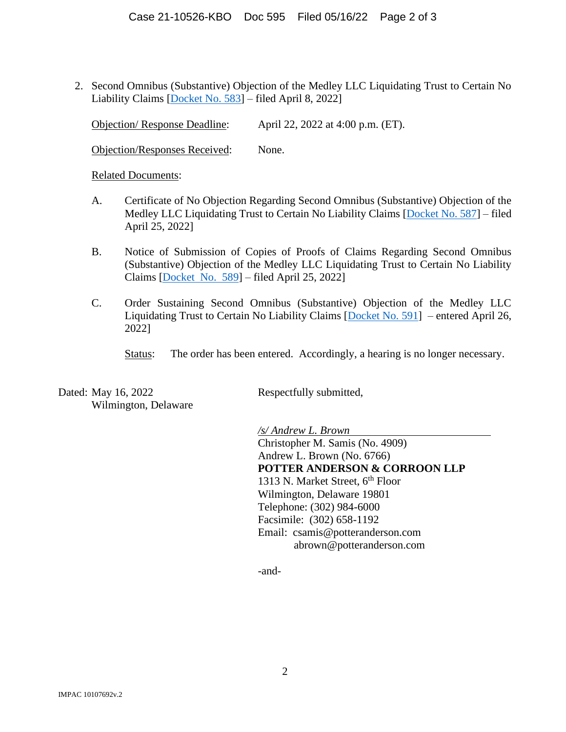2. Second Omnibus (Substantive) Objection of the Medley LLC Liquidating Trust to Certain No Liability Claims [Docket No. 583] – filed April 8, 2022]

   Objection/ Response Deadline: April 22, 2022 at 4:00 p.m. (ET).

   Objection/Responses Received: None.

   Related Documents:

   A. Certificate of No Objection Regarding Second Omnibus (Substantive) Objection of the Medley LLC Liquidating Trust to Certain No Liability Claims [Docket No. 587] – filed April 25, 2022]

   B. Notice of Submission of Copies of Proofs of Claims Regarding Second Omnibus (Substantive) Objection of the Medley LLC Liquidating Trust to Certain No Liability Claims [Docket No. 589] – filed April 25, 2022]

   C. Order Sustaining Second Omnibus (Substantive) Objection of the Medley LLC Liquidating Trust to Certain No Liability Claims [Docket No. 591] – entered April 26, 2022]

      Status: The order has been entered. Accordingly, a hearing is no longer necessary.

Dated: May 16, 2022
Wilmington, Delaware

Respectfully submitted,

*/s/ Andrew L. Brown*
Christopher M. Samis (No. 4909)
Andrew L. Brown (No. 6766)
**POTTER ANDERSON & CORROON LLP**
1313 N. Market Street, 6th Floor
Wilmington, Delaware 19801
Telephone: (302) 984-6000
Facsimile: (302) 658-1192
Email: csamis@potteranderson.com
abrown@potteranderson.com

-and-

IMPAC 10107692v.2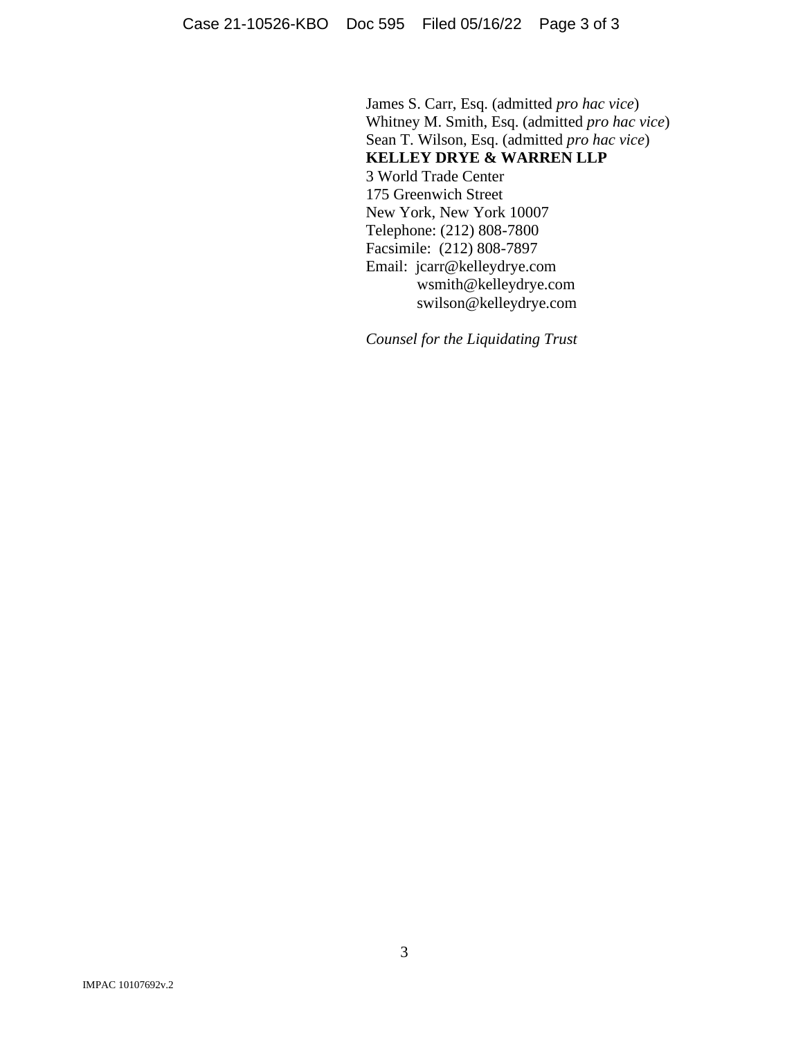James S. Carr, Esq. (admitted *pro hac vice*)
Whitney M. Smith, Esq. (admitted *pro hac vice*)
Sean T. Wilson, Esq. (admitted *pro hac vice*)
**KELLEY DRYE & WARREN LLP**
3 World Trade Center
175 Greenwich Street
New York, New York 10007
Telephone: (212) 808-7800
Facsimile: (212) 808-7897
Email: jcarr@kelleydrye.com
wsmith@kelleydrye.com
swilson@kelleydrye.com

*Counsel for the Liquidating Trust*

IMPAC 10107692v.2